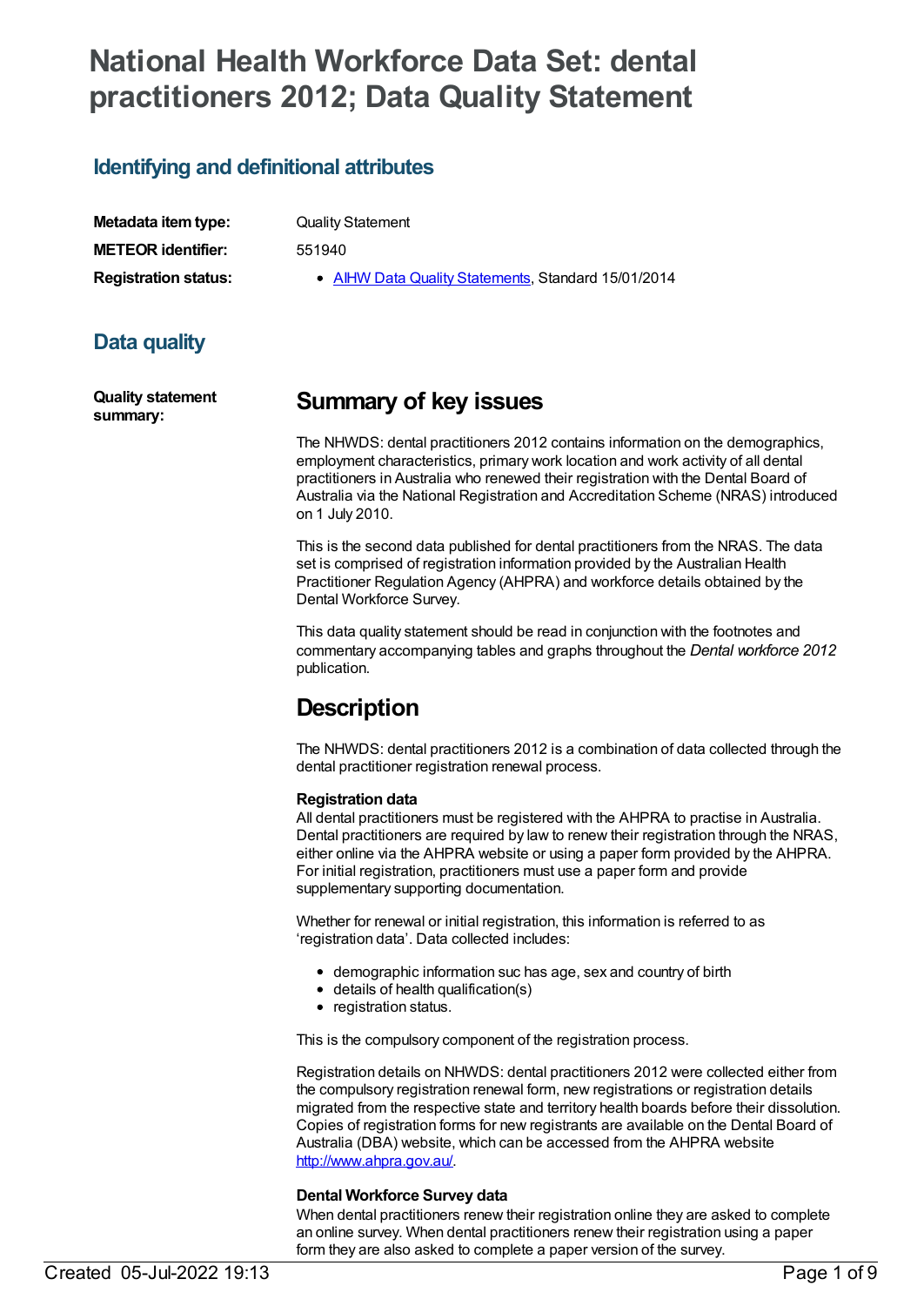# National Health Workforce Data Set: dental practitioners 2012; Data Quality Statement

## Identifying and definitional attributes

| | |
|---|---|
| **Metadata item type:** | Quality Statement |
| **METEOR identifier:** | 551940 |
| **Registration status:** | • AIHW Data Quality Statements, Standard 15/01/2014 |

## Data quality

**Quality statement summary:**

# Summary of key issues

The NHWDS: dental practitioners 2012 contains information on the demographics, employment characteristics, primary work location and work activity of all dental practitioners in Australia who renewed their registration with the Dental Board of Australia via the National Registration and Accreditation Scheme (NRAS) introduced on 1 July 2010.

This is the second data published for dental practitioners from the NRAS. The data set is comprised of registration information provided by the Australian Health Practitioner Regulation Agency (AHPRA) and workforce details obtained by the Dental Workforce Survey.

This data quality statement should be read in conjunction with the footnotes and commentary accompanying tables and graphs throughout the *Dental workforce 2012* publication.

# Description

The NHWDS: dental practitioners 2012 is a combination of data collected through the dental practitioner registration renewal process.

**Registration data**
All dental practitioners must be registered with the AHPRA to practise in Australia. Dental practitioners are required by law to renew their registration through the NRAS, either online via the AHPRA website or using a paper form provided by the AHPRA. For initial registration, practitioners must use a paper form and provide supplementary supporting documentation.

Whether for renewal or initial registration, this information is referred to as 'registration data'. Data collected includes:

- demographic information suc has age, sex and country of birth
- details of health qualification(s)
- registration status.

This is the compulsory component of the registration process.

Registration details on NHWDS: dental practitioners 2012 were collected either from the compulsory registration renewal form, new registrations or registration details migrated from the respective state and territory health boards before their dissolution. Copies of registration forms for new registrants are available on the Dental Board of Australia (DBA) website, which can be accessed from the AHPRA website http://www.ahpra.gov.au/.

**Dental Workforce Survey data**
When dental practitioners renew their registration online they are asked to complete an online survey. When dental practitioners renew their registration using a paper form they are also asked to complete a paper version of the survey.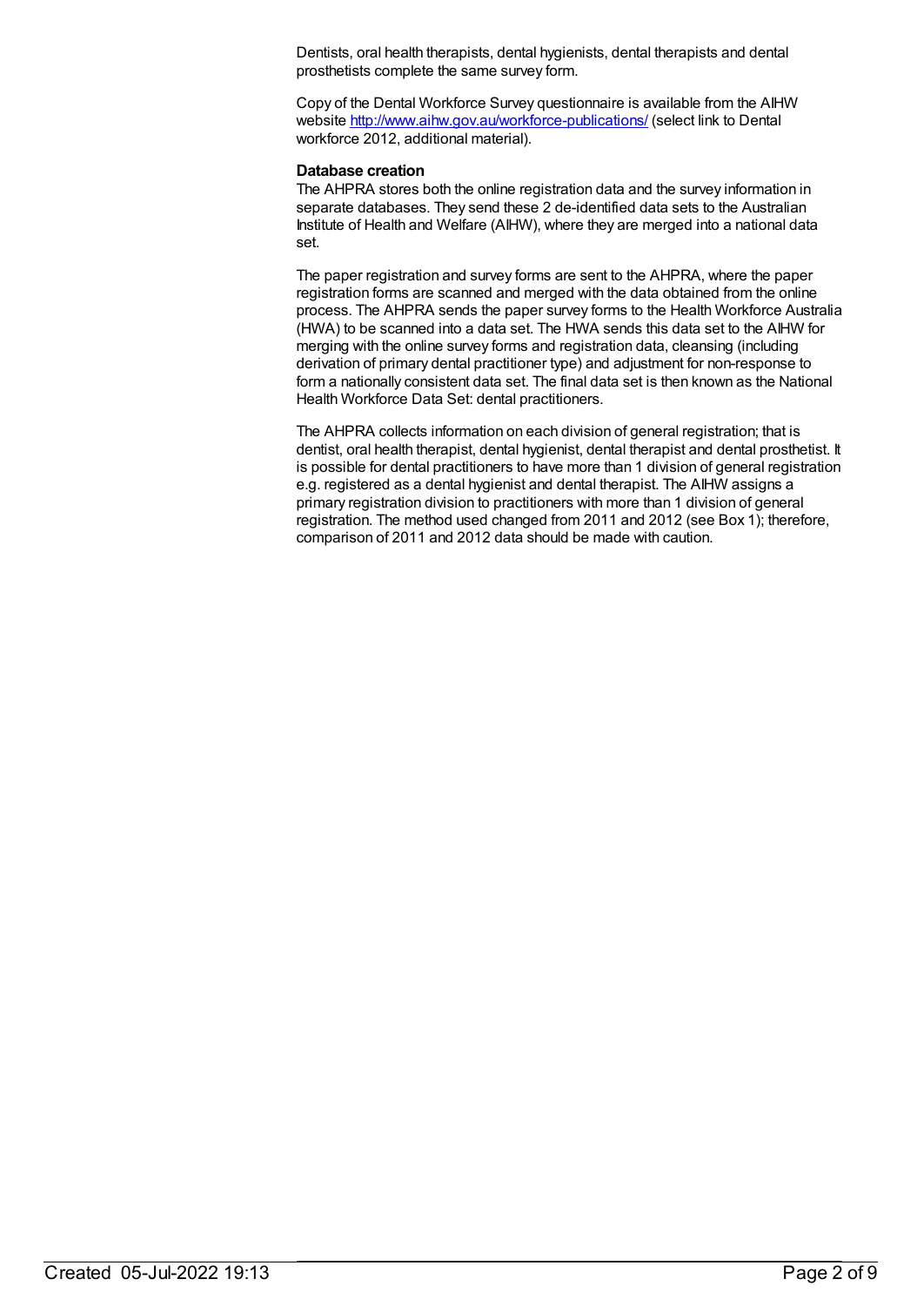Dentists, oral health therapists, dental hygienists, dental therapists and dental prosthetists complete the same survey form.

Copy of the Dental Workforce Survey questionnaire is available from the AIHW website http://www.aihw.gov.au/workforce-publications/ (select link to Dental workforce 2012, additional material).

**Database creation**

The AHPRA stores both the online registration data and the survey information in separate databases. They send these 2 de-identified data sets to the Australian Institute of Health and Welfare (AIHW), where they are merged into a national data set.

The paper registration and survey forms are sent to the AHPRA, where the paper registration forms are scanned and merged with the data obtained from the online process. The AHPRA sends the paper survey forms to the Health Workforce Australia (HWA) to be scanned into a data set. The HWA sends this data set to the AIHW for merging with the online survey forms and registration data, cleansing (including derivation of primary dental practitioner type) and adjustment for non-response to form a nationally consistent data set. The final data set is then known as the National Health Workforce Data Set: dental practitioners.

The AHPRA collects information on each division of general registration; that is dentist, oral health therapist, dental hygienist, dental therapist and dental prosthetist. It is possible for dental practitioners to have more than 1 division of general registration e.g. registered as a dental hygienist and dental therapist. The AIHW assigns a primary registration division to practitioners with more than 1 division of general registration. The method used changed from 2011 and 2012 (see Box 1); therefore, comparison of 2011 and 2012 data should be made with caution.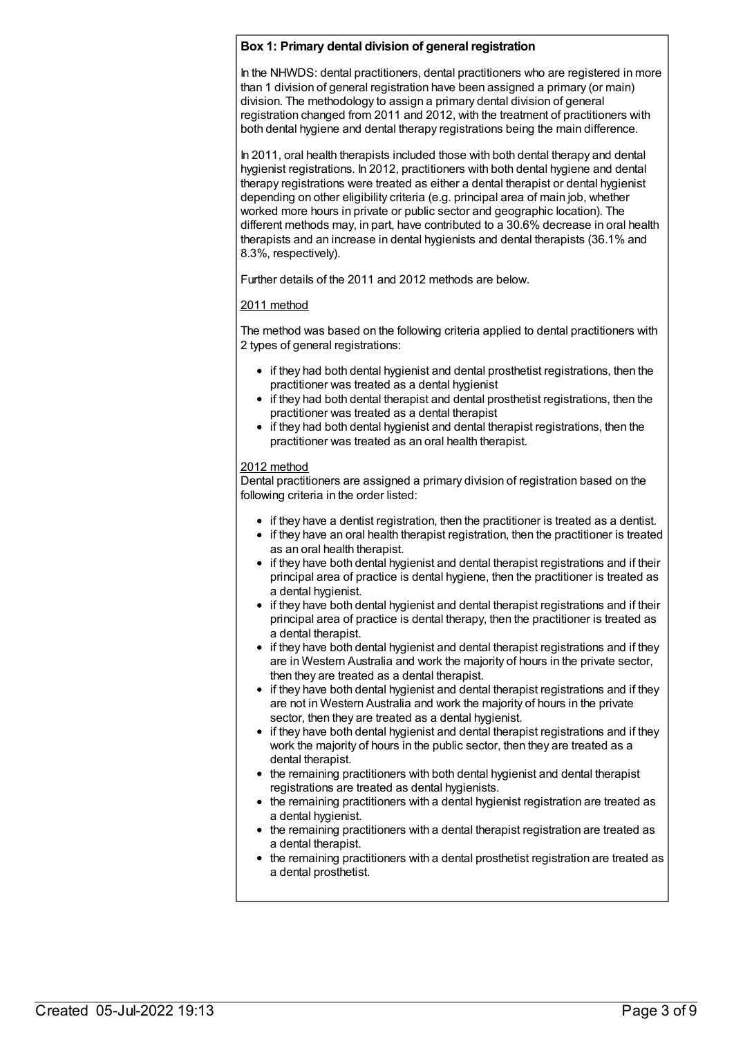**Box 1: Primary dental division of general registration**

In the NHWDS: dental practitioners, dental practitioners who are registered in more than 1 division of general registration have been assigned a primary (or main) division. The methodology to assign a primary dental division of general registration changed from 2011 and 2012, with the treatment of practitioners with both dental hygiene and dental therapy registrations being the main difference.

In 2011, oral health therapists included those with both dental therapy and dental hygienist registrations. In 2012, practitioners with both dental hygiene and dental therapy registrations were treated as either a dental therapist or dental hygienist depending on other eligibility criteria (e.g. principal area of main job, whether worked more hours in private or public sector and geographic location). The different methods may, in part, have contributed to a 30.6% decrease in oral health therapists and an increase in dental hygienists and dental therapists (36.1% and 8.3%, respectively).

Further details of the 2011 and 2012 methods are below.

2011 method

The method was based on the following criteria applied to dental practitioners with 2 types of general registrations:

- if they had both dental hygienist and dental prosthetist registrations, then the practitioner was treated as a dental hygienist
- if they had both dental therapist and dental prosthetist registrations, then the practitioner was treated as a dental therapist
- if they had both dental hygienist and dental therapist registrations, then the practitioner was treated as an oral health therapist.

2012 method

Dental practitioners are assigned a primary division of registration based on the following criteria in the order listed:

- if they have a dentist registration, then the practitioner is treated as a dentist.
- if they have an oral health therapist registration, then the practitioner is treated as an oral health therapist.
- if they have both dental hygienist and dental therapist registrations and if their principal area of practice is dental hygiene, then the practitioner is treated as a dental hygienist.
- if they have both dental hygienist and dental therapist registrations and if their principal area of practice is dental therapy, then the practitioner is treated as a dental therapist.
- if they have both dental hygienist and dental therapist registrations and if they are in Western Australia and work the majority of hours in the private sector, then they are treated as a dental therapist.
- if they have both dental hygienist and dental therapist registrations and if they are not in Western Australia and work the majority of hours in the private sector, then they are treated as a dental hygienist.
- if they have both dental hygienist and dental therapist registrations and if they work the majority of hours in the public sector, then they are treated as a dental therapist.
- the remaining practitioners with both dental hygienist and dental therapist registrations are treated as dental hygienists.
- the remaining practitioners with a dental hygienist registration are treated as a dental hygienist.
- the remaining practitioners with a dental therapist registration are treated as a dental therapist.
- the remaining practitioners with a dental prosthetist registration are treated as a dental prosthetist.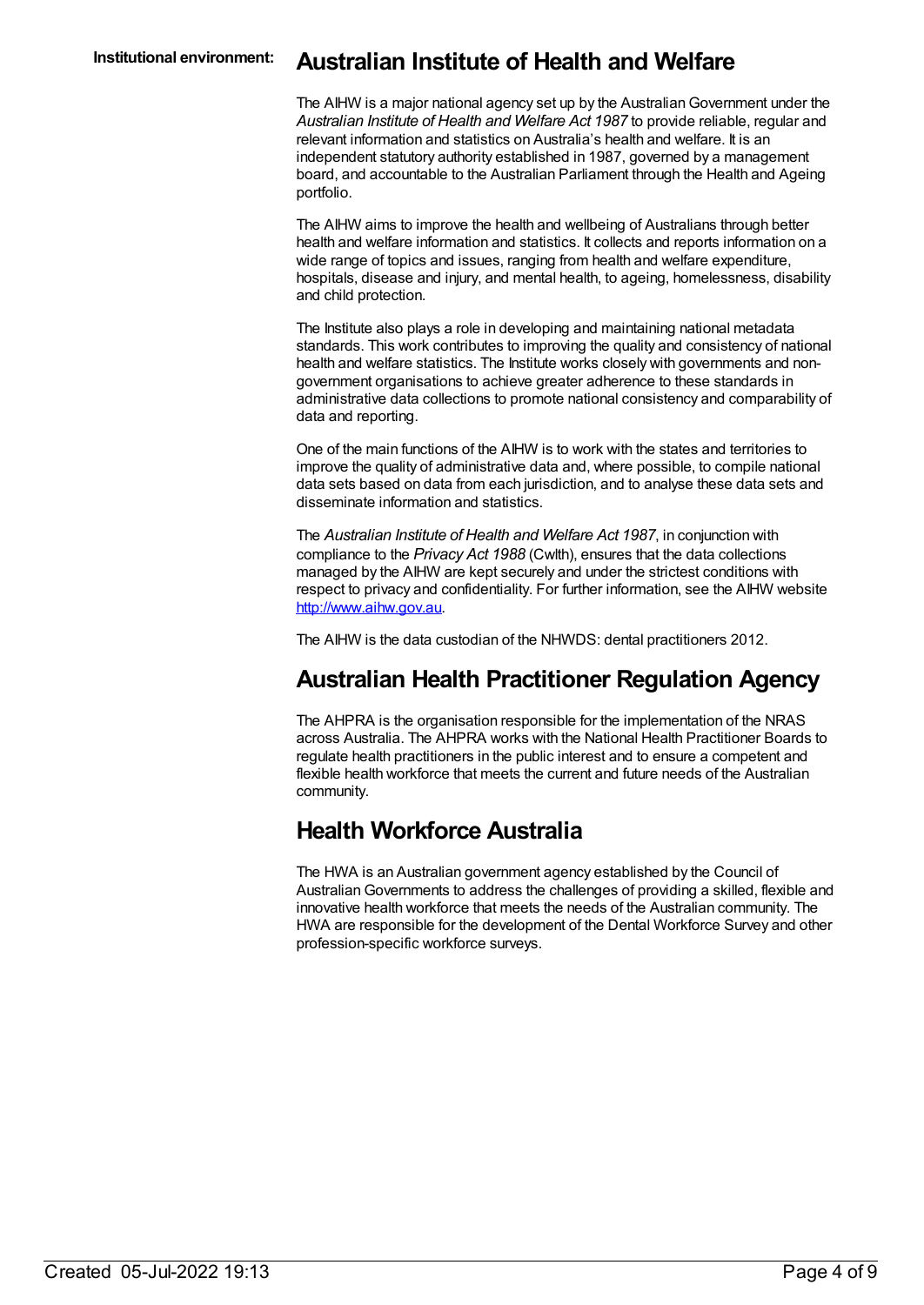**Institutional environment:**

## Australian Institute of Health and Welfare

The AIHW is a major national agency set up by the Australian Government under the *Australian Institute of Health and Welfare Act 1987* to provide reliable, regular and relevant information and statistics on Australia's health and welfare. It is an independent statutory authority established in 1987, governed by a management board, and accountable to the Australian Parliament through the Health and Ageing portfolio.

The AIHW aims to improve the health and wellbeing of Australians through better health and welfare information and statistics. It collects and reports information on a wide range of topics and issues, ranging from health and welfare expenditure, hospitals, disease and injury, and mental health, to ageing, homelessness, disability and child protection.

The Institute also plays a role in developing and maintaining national metadata standards. This work contributes to improving the quality and consistency of national health and welfare statistics. The Institute works closely with governments and non-government organisations to achieve greater adherence to these standards in administrative data collections to promote national consistency and comparability of data and reporting.

One of the main functions of the AIHW is to work with the states and territories to improve the quality of administrative data and, where possible, to compile national data sets based on data from each jurisdiction, and to analyse these data sets and disseminate information and statistics.

The *Australian Institute of Health and Welfare Act 1987*, in conjunction with compliance to the *Privacy Act 1988* (Cwlth), ensures that the data collections managed by the AIHW are kept securely and under the strictest conditions with respect to privacy and confidentiality. For further information, see the AIHW website [http://www.aihw.gov.au](http://www.aihw.gov.au).

The AIHW is the data custodian of the NHWDS: dental practitioners 2012.

## Australian Health Practitioner Regulation Agency

The AHPRA is the organisation responsible for the implementation of the NRAS across Australia. The AHPRA works with the National Health Practitioner Boards to regulate health practitioners in the public interest and to ensure a competent and flexible health workforce that meets the current and future needs of the Australian community.

## Health Workforce Australia

The HWA is an Australian government agency established by the Council of Australian Governments to address the challenges of providing a skilled, flexible and innovative health workforce that meets the needs of the Australian community. The HWA are responsible for the development of the Dental Workforce Survey and other profession-specific workforce surveys.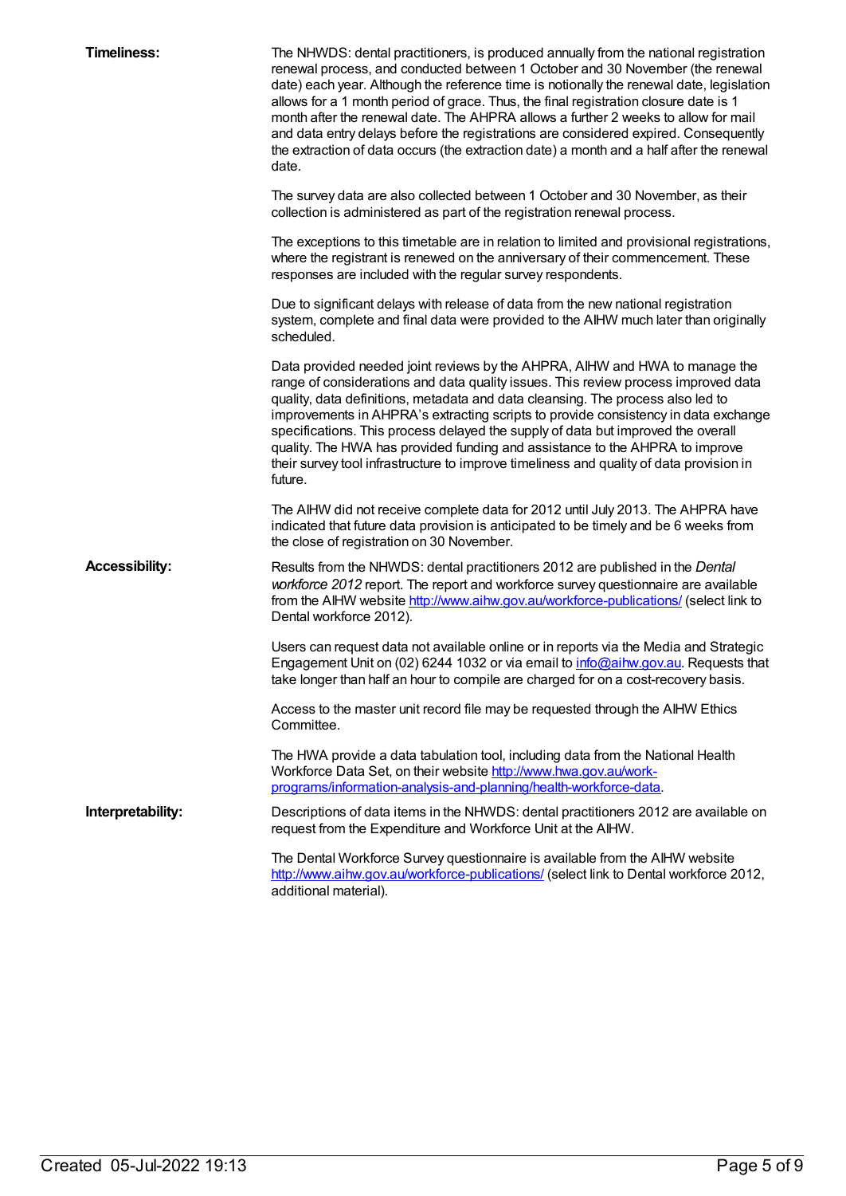**Timeliness:**

The NHWDS: dental practitioners, is produced annually from the national registration renewal process, and conducted between 1 October and 30 November (the renewal date) each year. Although the reference time is notionally the renewal date, legislation allows for a 1 month period of grace. Thus, the final registration closure date is 1 month after the renewal date. The AHPRA allows a further 2 weeks to allow for mail and data entry delays before the registrations are considered expired. Consequently the extraction of data occurs (the extraction date) a month and a half after the renewal date.

The survey data are also collected between 1 October and 30 November, as their collection is administered as part of the registration renewal process.

The exceptions to this timetable are in relation to limited and provisional registrations, where the registrant is renewed on the anniversary of their commencement. These responses are included with the regular survey respondents.

Due to significant delays with release of data from the new national registration system, complete and final data were provided to the AIHW much later than originally scheduled.

Data provided needed joint reviews by the AHPRA, AIHW and HWA to manage the range of considerations and data quality issues. This review process improved data quality, data definitions, metadata and data cleansing. The process also led to improvements in AHPRA's extracting scripts to provide consistency in data exchange specifications. This process delayed the supply of data but improved the overall quality. The HWA has provided funding and assistance to the AHPRA to improve their survey tool infrastructure to improve timeliness and quality of data provision in future.

The AIHW did not receive complete data for 2012 until July 2013. The AHPRA have indicated that future data provision is anticipated to be timely and be 6 weeks from the close of registration on 30 November.

**Accessibility:**

Results from the NHWDS: dental practitioners 2012 are published in the *Dental workforce 2012* report. The report and workforce survey questionnaire are available from the AIHW website http://www.aihw.gov.au/workforce-publications/ (select link to Dental workforce 2012).

Users can request data not available online or in reports via the Media and Strategic Engagement Unit on (02) 6244 1032 or via email to info@aihw.gov.au. Requests that take longer than half an hour to compile are charged for on a cost-recovery basis.

Access to the master unit record file may be requested through the AIHW Ethics Committee.

The HWA provide a data tabulation tool, including data from the National Health Workforce Data Set, on their website http://www.hwa.gov.au/work-programs/information-analysis-and-planning/health-workforce-data.

**Interpretability:**

Descriptions of data items in the NHWDS: dental practitioners 2012 are available on request from the Expenditure and Workforce Unit at the AIHW.

The Dental Workforce Survey questionnaire is available from the AIHW website http://www.aihw.gov.au/workforce-publications/ (select link to Dental workforce 2012, additional material).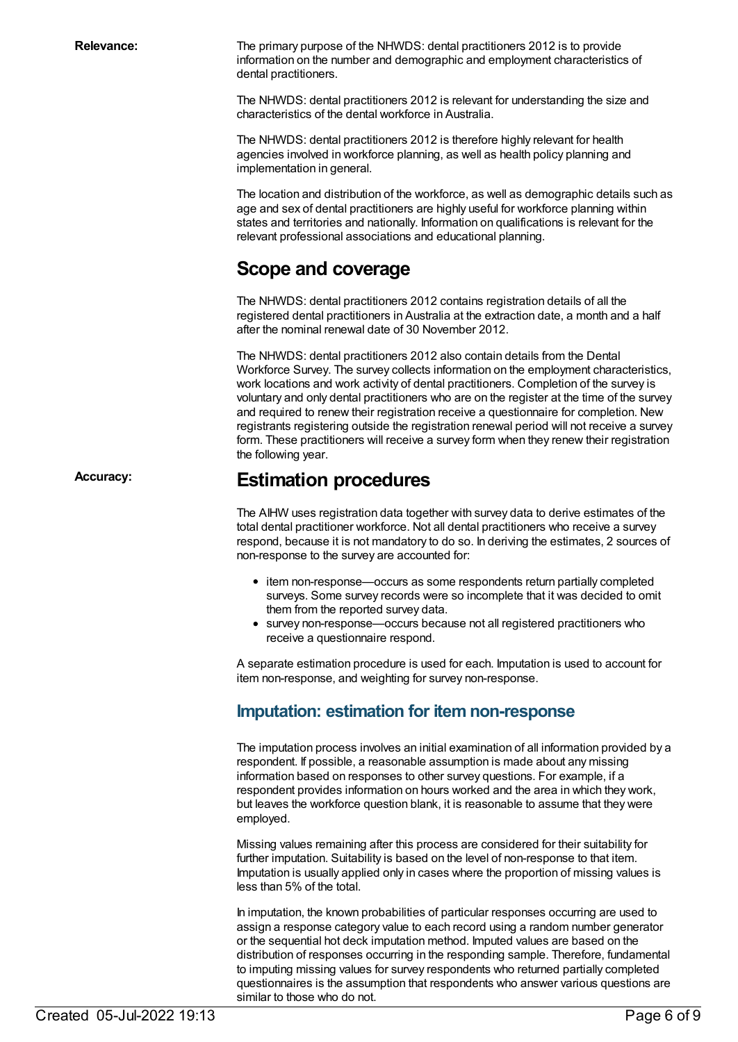**Relevance:**

The primary purpose of the NHWDS: dental practitioners 2012 is to provide information on the number and demographic and employment characteristics of dental practitioners.

The NHWDS: dental practitioners 2012 is relevant for understanding the size and characteristics of the dental workforce in Australia.

The NHWDS: dental practitioners 2012 is therefore highly relevant for health agencies involved in workforce planning, as well as health policy planning and implementation in general.

The location and distribution of the workforce, as well as demographic details such as age and sex of dental practitioners are highly useful for workforce planning within states and territories and nationally. Information on qualifications is relevant for the relevant professional associations and educational planning.

## Scope and coverage

The NHWDS: dental practitioners 2012 contains registration details of all the registered dental practitioners in Australia at the extraction date, a month and a half after the nominal renewal date of 30 November 2012.

The NHWDS: dental practitioners 2012 also contain details from the Dental Workforce Survey. The survey collects information on the employment characteristics, work locations and work activity of dental practitioners. Completion of the survey is voluntary and only dental practitioners who are on the register at the time of the survey and required to renew their registration receive a questionnaire for completion. New registrants registering outside the registration renewal period will not receive a survey form. These practitioners will receive a survey form when they renew their registration the following year.

**Accuracy:**

## Estimation procedures

The AIHW uses registration data together with survey data to derive estimates of the total dental practitioner workforce. Not all dental practitioners who receive a survey respond, because it is not mandatory to do so. In deriving the estimates, 2 sources of non-response to the survey are accounted for:

- item non-response—occurs as some respondents return partially completed surveys. Some survey records were so incomplete that it was decided to omit them from the reported survey data.
- survey non-response—occurs because not all registered practitioners who receive a questionnaire respond.

A separate estimation procedure is used for each. Imputation is used to account for item non-response, and weighting for survey non-response.

### Imputation: estimation for item non-response

The imputation process involves an initial examination of all information provided by a respondent. If possible, a reasonable assumption is made about any missing information based on responses to other survey questions. For example, if a respondent provides information on hours worked and the area in which they work, but leaves the workforce question blank, it is reasonable to assume that they were employed.

Missing values remaining after this process are considered for their suitability for further imputation. Suitability is based on the level of non-response to that item. Imputation is usually applied only in cases where the proportion of missing values is less than 5% of the total.

In imputation, the known probabilities of particular responses occurring are used to assign a response category value to each record using a random number generator or the sequential hot deck imputation method. Imputed values are based on the distribution of responses occurring in the responding sample. Therefore, fundamental to imputing missing values for survey respondents who returned partially completed questionnaires is the assumption that respondents who answer various questions are similar to those who do not.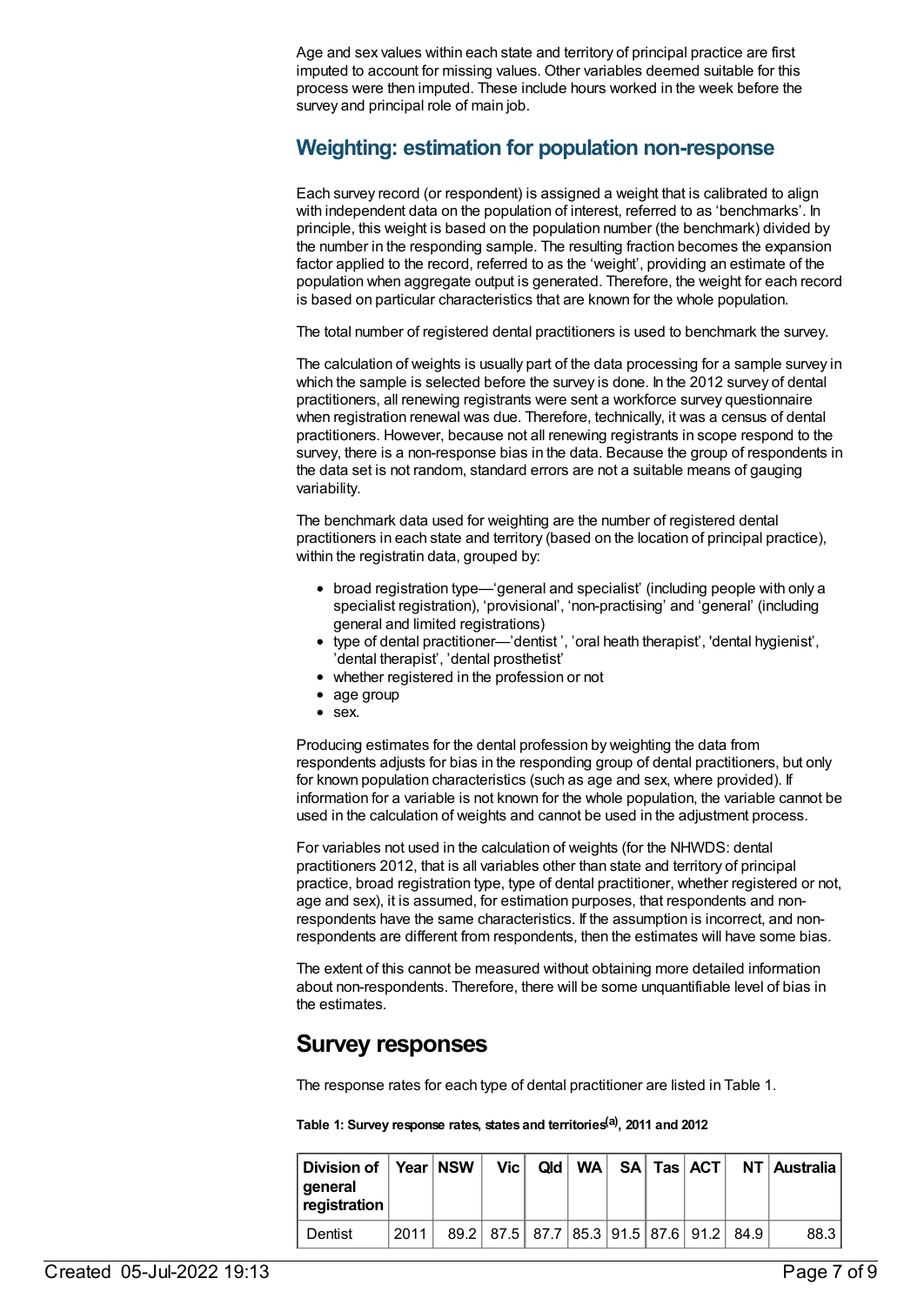Age and sex values within each state and territory of principal practice are first imputed to account for missing values. Other variables deemed suitable for this process were then imputed. These include hours worked in the week before the survey and principal role of main job.

## Weighting: estimation for population non-response

Each survey record (or respondent) is assigned a weight that is calibrated to align with independent data on the population of interest, referred to as 'benchmarks'. In principle, this weight is based on the population number (the benchmark) divided by the number in the responding sample. The resulting fraction becomes the expansion factor applied to the record, referred to as the 'weight', providing an estimate of the population when aggregate output is generated. Therefore, the weight for each record is based on particular characteristics that are known for the whole population.

The total number of registered dental practitioners is used to benchmark the survey.

The calculation of weights is usually part of the data processing for a sample survey in which the sample is selected before the survey is done. In the 2012 survey of dental practitioners, all renewing registrants were sent a workforce survey questionnaire when registration renewal was due. Therefore, technically, it was a census of dental practitioners. However, because not all renewing registrants in scope respond to the survey, there is a non-response bias in the data. Because the group of respondents in the data set is not random, standard errors are not a suitable means of gauging variability.

The benchmark data used for weighting are the number of registered dental practitioners in each state and territory (based on the location of principal practice), within the registratin data, grouped by:

- broad registration type—'general and specialist' (including people with only a specialist registration), 'provisional', 'non-practising' and 'general' (including general and limited registrations)
- type of dental practitioner—'dentist ', 'oral heath therapist', 'dental hygienist', 'dental therapist', 'dental prosthetist'
- whether registered in the profession or not
- age group
- sex.

Producing estimates for the dental profession by weighting the data from respondents adjusts for bias in the responding group of dental practitioners, but only for known population characteristics (such as age and sex, where provided). If information for a variable is not known for the whole population, the variable cannot be used in the calculation of weights and cannot be used in the adjustment process.

For variables not used in the calculation of weights (for the NHWDS: dental practitioners 2012, that is all variables other than state and territory of principal practice, broad registration type, type of dental practitioner, whether registered or not, age and sex), it is assumed, for estimation purposes, that respondents and non-respondents have the same characteristics. If the assumption is incorrect, and non-respondents are different from respondents, then the estimates will have some bias.

The extent of this cannot be measured without obtaining more detailed information about non-respondents. Therefore, there will be some unquantifiable level of bias in the estimates.

# Survey responses

The response rates for each type of dental practitioner are listed in Table 1.

**Table 1: Survey response rates, states and territories[(a)], 2011 and 2012**

| Division of general registration | Year | NSW | Vic | Qld | WA | SA | Tas | ACT | NT | Australia |
|---|---|---|---|---|---|---|---|---|---|---|
| Dentist | 2011 | 89.2 | 87.5 | 87.7 | 85.3 | 91.5 | 87.6 | 91.2 | 84.9 | 88.3 |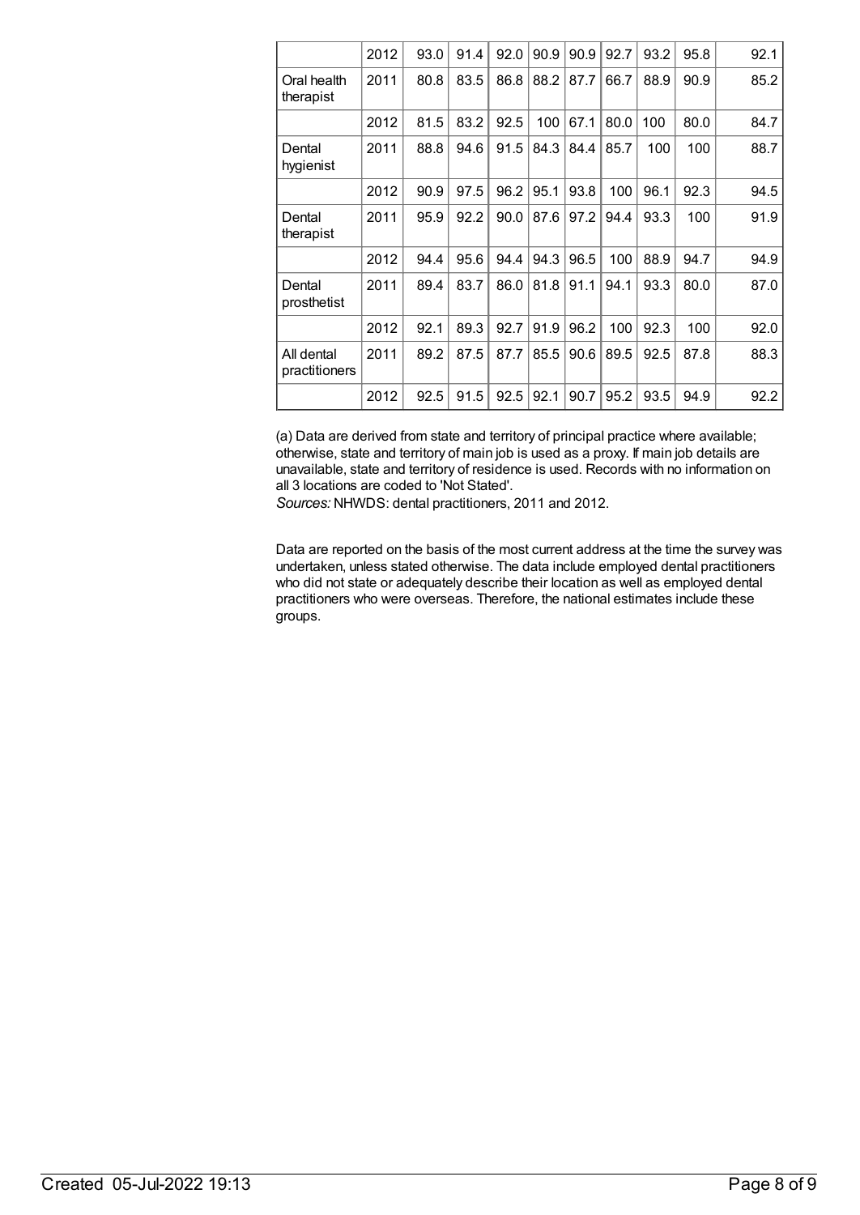| | | | | | | | | | | |
|---|---|---|---|---|---|---|---|---|---|---|
| | 2012 | 93.0 | 91.4 | 92.0 | 90.9 | 90.9 | 92.7 | 93.2 | 95.8 | 92.1 |
| Oral health therapist | 2011 | 80.8 | 83.5 | 86.8 | 88.2 | 87.7 | 66.7 | 88.9 | 90.9 | 85.2 |
| | 2012 | 81.5 | 83.2 | 92.5 | 100 | 67.1 | 80.0 | 100 | 80.0 | 84.7 |
| Dental hygienist | 2011 | 88.8 | 94.6 | 91.5 | 84.3 | 84.4 | 85.7 | 100 | 100 | 88.7 |
| | 2012 | 90.9 | 97.5 | 96.2 | 95.1 | 93.8 | 100 | 96.1 | 92.3 | 94.5 |
| Dental therapist | 2011 | 95.9 | 92.2 | 90.0 | 87.6 | 97.2 | 94.4 | 93.3 | 100 | 91.9 |
| | 2012 | 94.4 | 95.6 | 94.4 | 94.3 | 96.5 | 100 | 88.9 | 94.7 | 94.9 |
| Dental prosthetist | 2011 | 89.4 | 83.7 | 86.0 | 81.8 | 91.1 | 94.1 | 93.3 | 80.0 | 87.0 |
| | 2012 | 92.1 | 89.3 | 92.7 | 91.9 | 96.2 | 100 | 92.3 | 100 | 92.0 |
| All dental practitioners | 2011 | 89.2 | 87.5 | 87.7 | 85.5 | 90.6 | 89.5 | 92.5 | 87.8 | 88.3 |
| | 2012 | 92.5 | 91.5 | 92.5 | 92.1 | 90.7 | 95.2 | 93.5 | 94.9 | 92.2 |

(a) Data are derived from state and territory of principal practice where available; otherwise, state and territory of main job is used as a proxy. If main job details are unavailable, state and territory of residence is used. Records with no information on all 3 locations are coded to 'Not Stated'.
*Sources:* NHWDS: dental practitioners, 2011 and 2012.

Data are reported on the basis of the most current address at the time the survey was undertaken, unless stated otherwise. The data include employed dental practitioners who did not state or adequately describe their location as well as employed dental practitioners who were overseas. Therefore, the national estimates include these groups.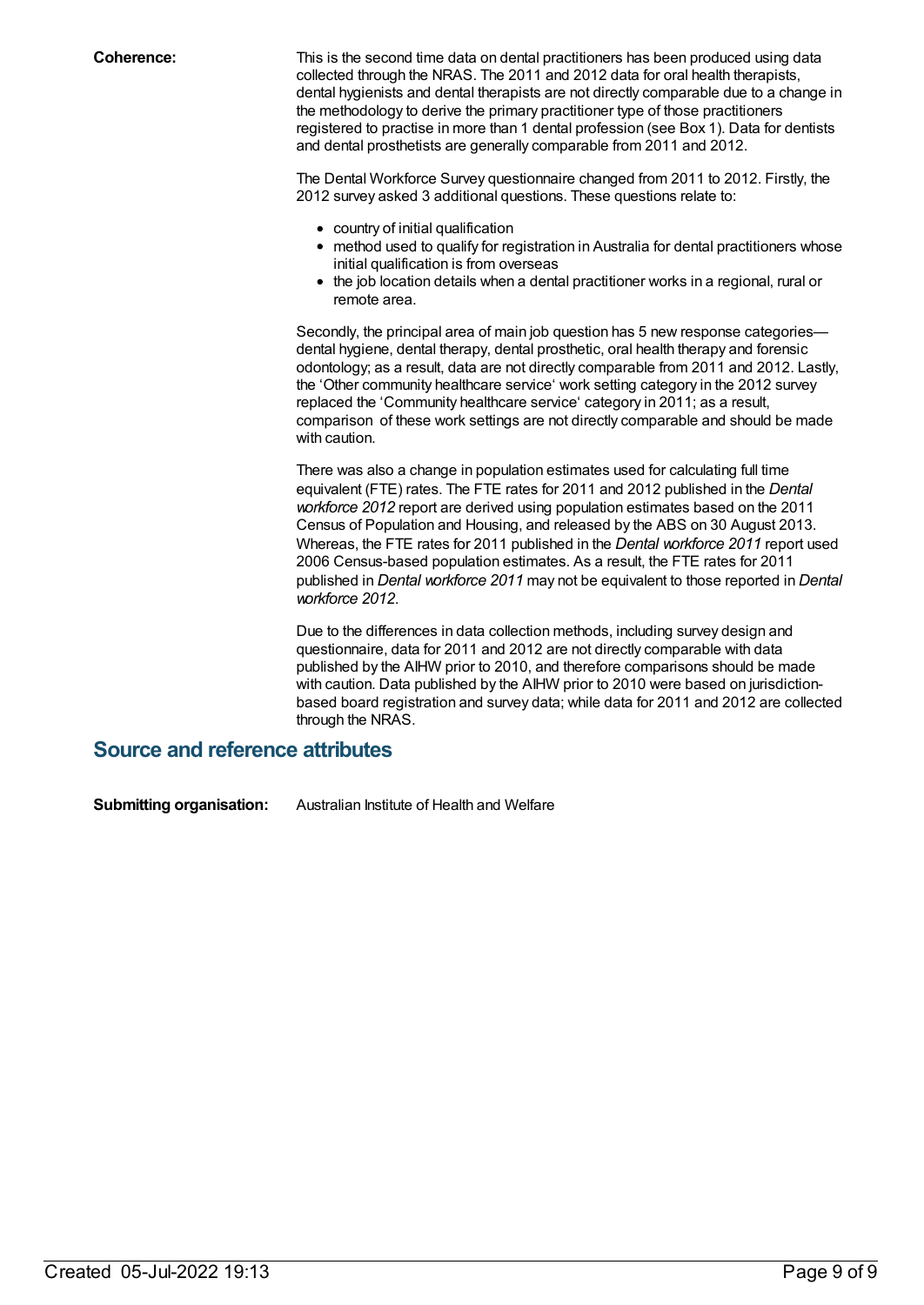**Coherence:**

This is the second time data on dental practitioners has been produced using data collected through the NRAS. The 2011 and 2012 data for oral health therapists, dental hygienists and dental therapists are not directly comparable due to a change in the methodology to derive the primary practitioner type of those practitioners registered to practise in more than 1 dental profession (see Box 1). Data for dentists and dental prosthetists are generally comparable from 2011 and 2012.

The Dental Workforce Survey questionnaire changed from 2011 to 2012. Firstly, the 2012 survey asked 3 additional questions. These questions relate to:

- country of initial qualification
- method used to qualify for registration in Australia for dental practitioners whose initial qualification is from overseas
- the job location details when a dental practitioner works in a regional, rural or remote area.

Secondly, the principal area of main job question has 5 new response categories—dental hygiene, dental therapy, dental prosthetic, oral health therapy and forensic odontology; as a result, data are not directly comparable from 2011 and 2012. Lastly, the 'Other community healthcare service' work setting category in the 2012 survey replaced the 'Community healthcare service' category in 2011; as a result, comparison of these work settings are not directly comparable and should be made with caution.

There was also a change in population estimates used for calculating full time equivalent (FTE) rates. The FTE rates for 2011 and 2012 published in the *Dental workforce 2012* report are derived using population estimates based on the 2011 Census of Population and Housing, and released by the ABS on 30 August 2013. Whereas, the FTE rates for 2011 published in the *Dental workforce 2011* report used 2006 Census-based population estimates. As a result, the FTE rates for 2011 published in *Dental workforce 2011* may not be equivalent to those reported in *Dental workforce 2012*.

Due to the differences in data collection methods, including survey design and questionnaire, data for 2011 and 2012 are not directly comparable with data published by the AIHW prior to 2010, and therefore comparisons should be made with caution. Data published by the AIHW prior to 2010 were based on jurisdiction-based board registration and survey data; while data for 2011 and 2012 are collected through the NRAS.

## Source and reference attributes

**Submitting organisation:** Australian Institute of Health and Welfare